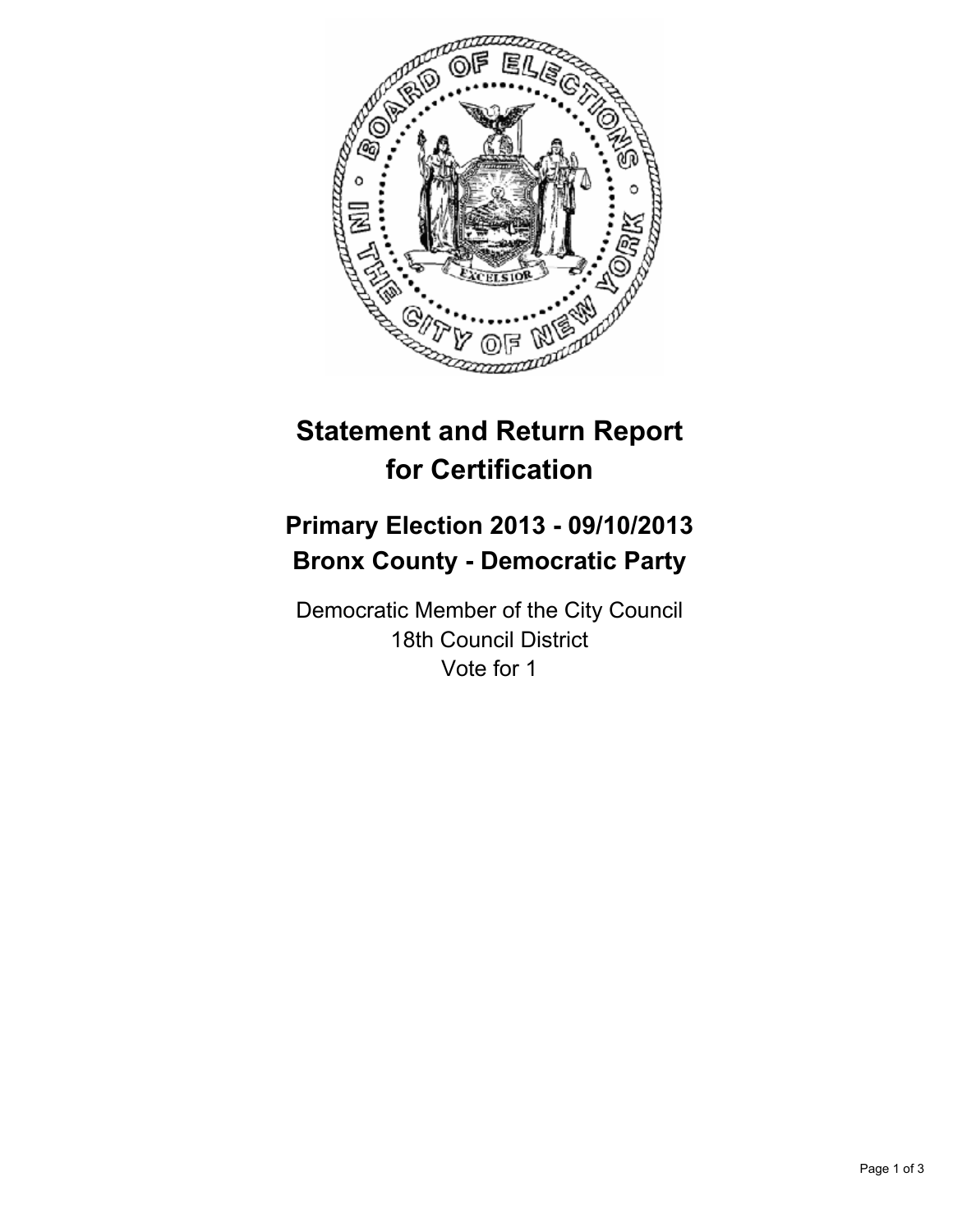# Statement and Return Report for Certification

## Primary Election 2013 - 09/10/2013
## Bronx County - Democratic Party

Democratic Member of the City Council
18th Council District
Vote for 1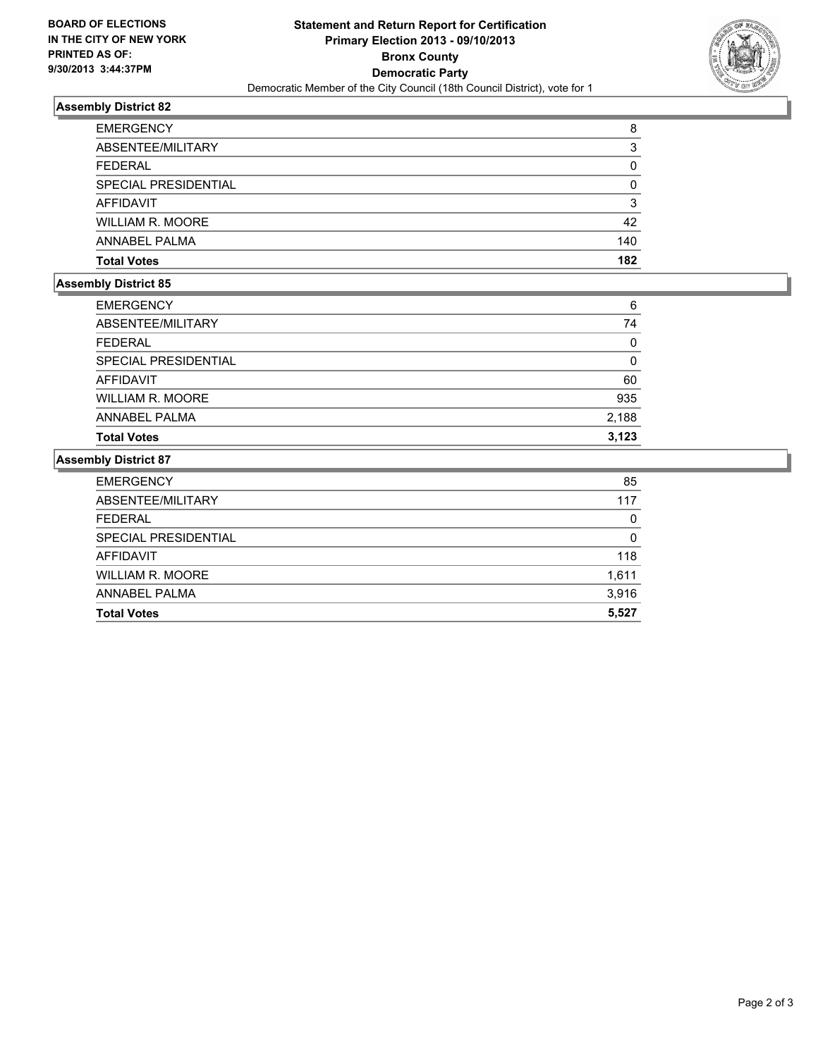**BOARD OF ELECTIONS IN THE CITY OF NEW YORK PRINTED AS OF: 9/30/2013 3:44:37PM**

# Statement and Return Report for Certification
## Primary Election 2013 - 09/10/2013
## Bronx County
## Democratic Party
Democratic Member of the City Council (18th Council District), vote for 1

### Assembly District 82

| | |
|---|---|
| EMERGENCY | 8 |
| ABSENTEE/MILITARY | 3 |
| FEDERAL | 0 |
| SPECIAL PRESIDENTIAL | 0 |
| AFFIDAVIT | 3 |
| WILLIAM R. MOORE | 42 |
| ANNABEL PALMA | 140 |
| **Total Votes** | **182** |

### Assembly District 85

| | |
|---|---|
| EMERGENCY | 6 |
| ABSENTEE/MILITARY | 74 |
| FEDERAL | 0 |
| SPECIAL PRESIDENTIAL | 0 |
| AFFIDAVIT | 60 |
| WILLIAM R. MOORE | 935 |
| ANNABEL PALMA | 2,188 |
| **Total Votes** | **3,123** |

### Assembly District 87

| | |
|---|---|
| EMERGENCY | 85 |
| ABSENTEE/MILITARY | 117 |
| FEDERAL | 0 |
| SPECIAL PRESIDENTIAL | 0 |
| AFFIDAVIT | 118 |
| WILLIAM R. MOORE | 1,611 |
| ANNABEL PALMA | 3,916 |
| **Total Votes** | **5,527** |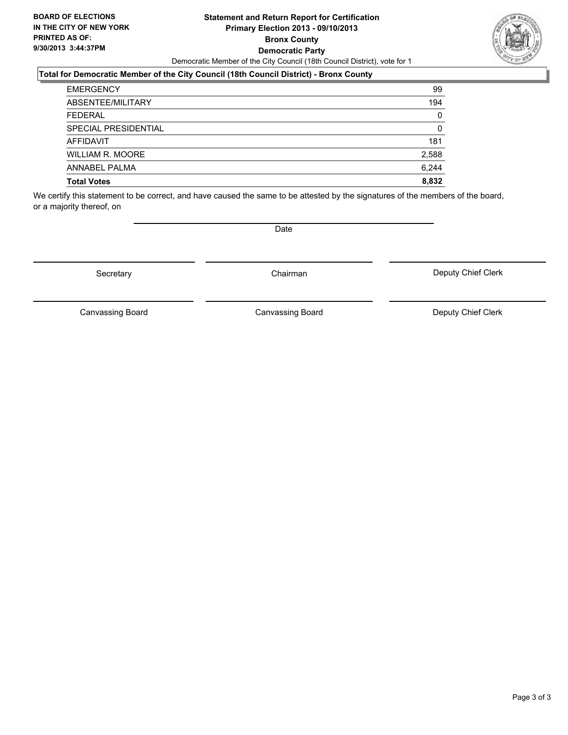**BOARD OF ELECTIONS IN THE CITY OF NEW YORK PRINTED AS OF: 9/30/2013 3:44:37PM**

**Statement and Return Report for Certification**
**Primary Election 2013 - 09/10/2013**
**Bronx County**
**Democratic Party**

Democratic Member of the City Council (18th Council District), vote for 1

**Total for Democratic Member of the City Council (18th Council District) - Bronx County**

| | |
|---|---|
| EMERGENCY | 99 |
| ABSENTEE/MILITARY | 194 |
| FEDERAL | 0 |
| SPECIAL PRESIDENTIAL | 0 |
| AFFIDAVIT | 181 |
| WILLIAM R. MOORE | 2,588 |
| ANNABEL PALMA | 6,244 |
| **Total Votes** | **8,832** |

We certify this statement to be correct, and have caused the same to be attested by the signatures of the members of the board, or a majority thereof, on

Date

Secretary | Chairman | Deputy Chief Clerk

Canvassing Board | Canvassing Board | Deputy Chief Clerk